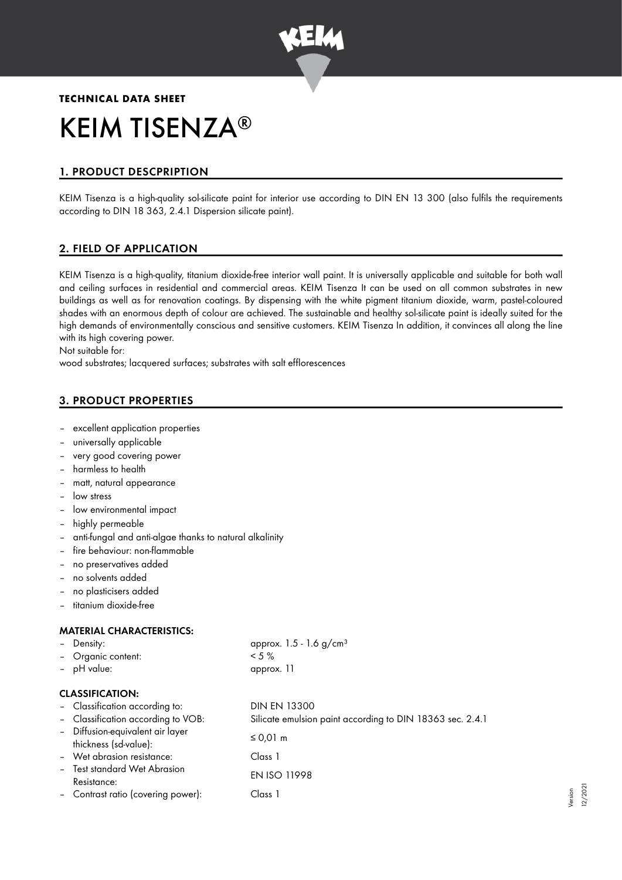**TECHNICAL DATA SHEET**

# KEIM TISENZA®

## 1. PRODUCT DESCPRIPTION

KEIM Tisenza is a high-quality sol-silicate paint for interior use according to DIN EN 13 300 (also fulfils the requirements according to DIN 18 363, 2.4.1 Dispersion silicate paint).

## 2. FIELD OF APPLICATION

KEIM Tisenza is a high-quality, titanium dioxide-free interior wall paint. It is universally applicable and suitable for both wall and ceiling surfaces in residential and commercial areas. KEIM Tisenza It can be used on all common substrates in new buildings as well as for renovation coatings. By dispensing with the white pigment titanium dioxide, warm, pastel-coloured shades with an enormous depth of colour are achieved. The sustainable and healthy sol-silicate paint is ideally suited for the high demands of environmentally conscious and sensitive customers. KEIM Tisenza In addition, it convinces all along the line with its high covering power.

Not suitable for:

wood substrates; lacquered surfaces; substrates with salt efflorescences

## 3. PRODUCT PROPERTIES

- excellent application properties
- universally applicable
- very good covering power
- harmless to health
- matt, natural appearance
- low stress
- low environmental impact
- highly permeable
- anti-fungal and anti-algae thanks to natural alkalinity
- fire behaviour: non-flammable
- no preservatives added
- no solvents added
- no plasticisers added
- titanium dioxide-free

**MATERIAL CHARACTERISTICS:**

| | |
|---|---|
| – Density: | approx. 1.5 - 1.6 g/cm³ |
| – Organic content: | < 5 % |
| – pH value: | approx. 11 |

**CLASSIFICATION:**

| | |
|---|---|
| – Classification according to: | DIN EN 13300 |
| – Classification according to VOB: | Silicate emulsion paint according to DIN 18363 sec. 2.4.1 |
| – Diffusion-equivalent air layer thickness (sd-value): | ≤ 0,01 m |
| – Wet abrasion resistance: | Class 1 |
| – Test standard Wet Abrasion Resistance: | EN ISO 11998 |
| – Contrast ratio (covering power): | Class 1 |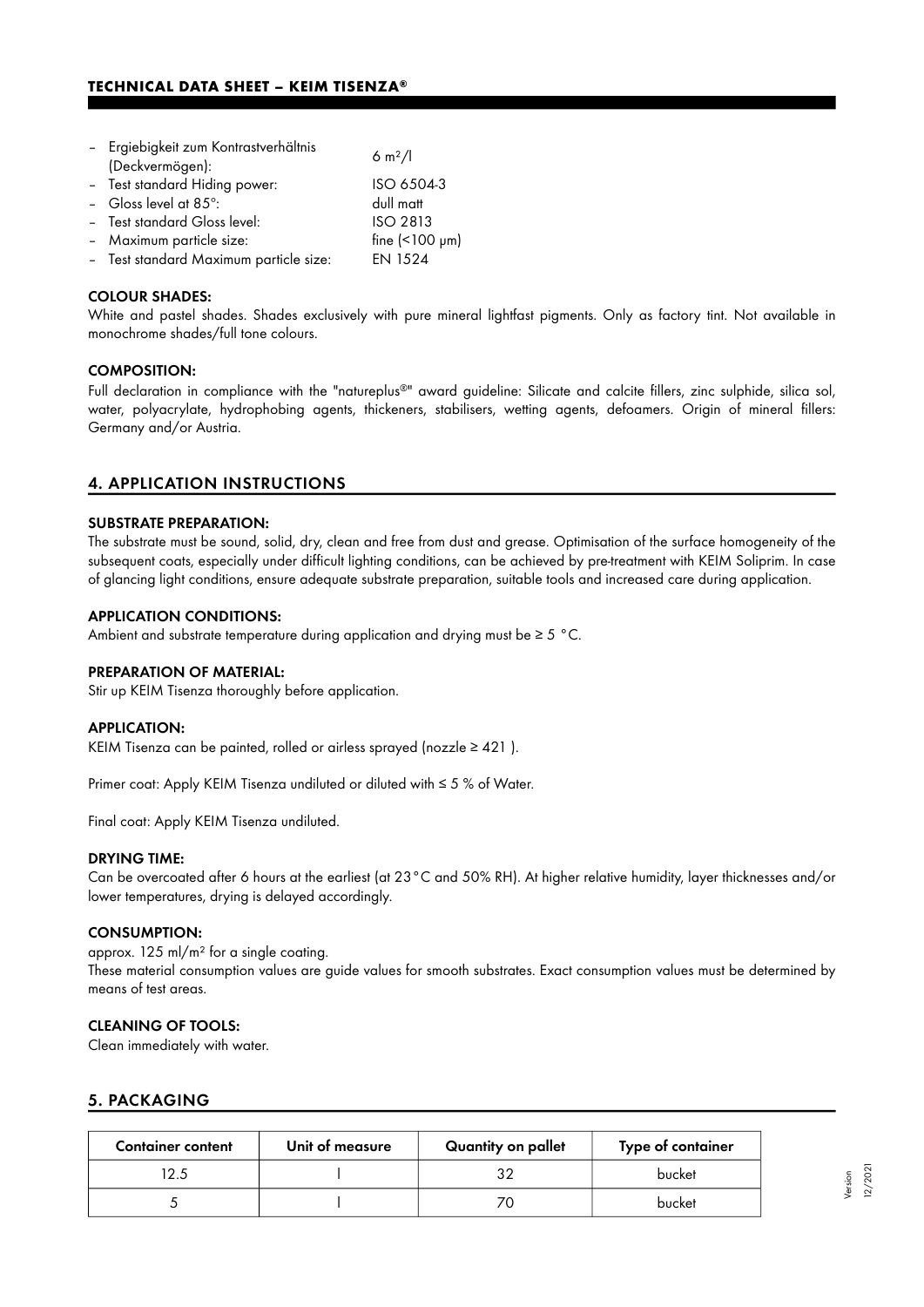- Ergiebigkeit zum Kontrastverhältnis (Deckvermögen): 6 m²/l
- Test standard Hiding power: ISO 6504-3
- Gloss level at 85°: dull matt
- Test standard Gloss level: ISO 2813
- Maximum particle size: fine (<100 µm)
- Test standard Maximum particle size: EN 1524

### COLOUR SHADES:

White and pastel shades. Shades exclusively with pure mineral lightfast pigments. Only as factory tint. Not available in monochrome shades/full tone colours.

### COMPOSITION:

Full declaration in compliance with the "natureplus®" award guideline: Silicate and calcite fillers, zinc sulphide, silica sol, water, polyacrylate, hydrophobing agents, thickeners, stabilisers, wetting agents, defoamers. Origin of mineral fillers: Germany and/or Austria.

## 4. APPLICATION INSTRUCTIONS

### SUBSTRATE PREPARATION:

The substrate must be sound, solid, dry, clean and free from dust and grease. Optimisation of the surface homogeneity of the subsequent coats, especially under difficult lighting conditions, can be achieved by pre-treatment with KEIM Soliprim. In case of glancing light conditions, ensure adequate substrate preparation, suitable tools and increased care during application.

### APPLICATION CONDITIONS:

Ambient and substrate temperature during application and drying must be ≥ 5 °C.

### PREPARATION OF MATERIAL:

Stir up KEIM Tisenza thoroughly before application.

### APPLICATION:

KEIM Tisenza can be painted, rolled or airless sprayed (nozzle ≥ 421 ).

Primer coat: Apply KEIM Tisenza undiluted or diluted with ≤ 5 % of Water.

Final coat: Apply KEIM Tisenza undiluted.

### DRYING TIME:

Can be overcoated after 6 hours at the earliest (at 23 °C and 50% RH). At higher relative humidity, layer thicknesses and/or lower temperatures, drying is delayed accordingly.

### CONSUMPTION:

approx. 125 ml/m² for a single coating.
These material consumption values are guide values for smooth substrates. Exact consumption values must be determined by means of test areas.

### CLEANING OF TOOLS:

Clean immediately with water.

## 5. PACKAGING

| Container content | Unit of measure | Quantity on pallet | Type of container |
|---|---|---|---|
| 12.5 | l | 32 | bucket |
| 5 | l | 70 | bucket |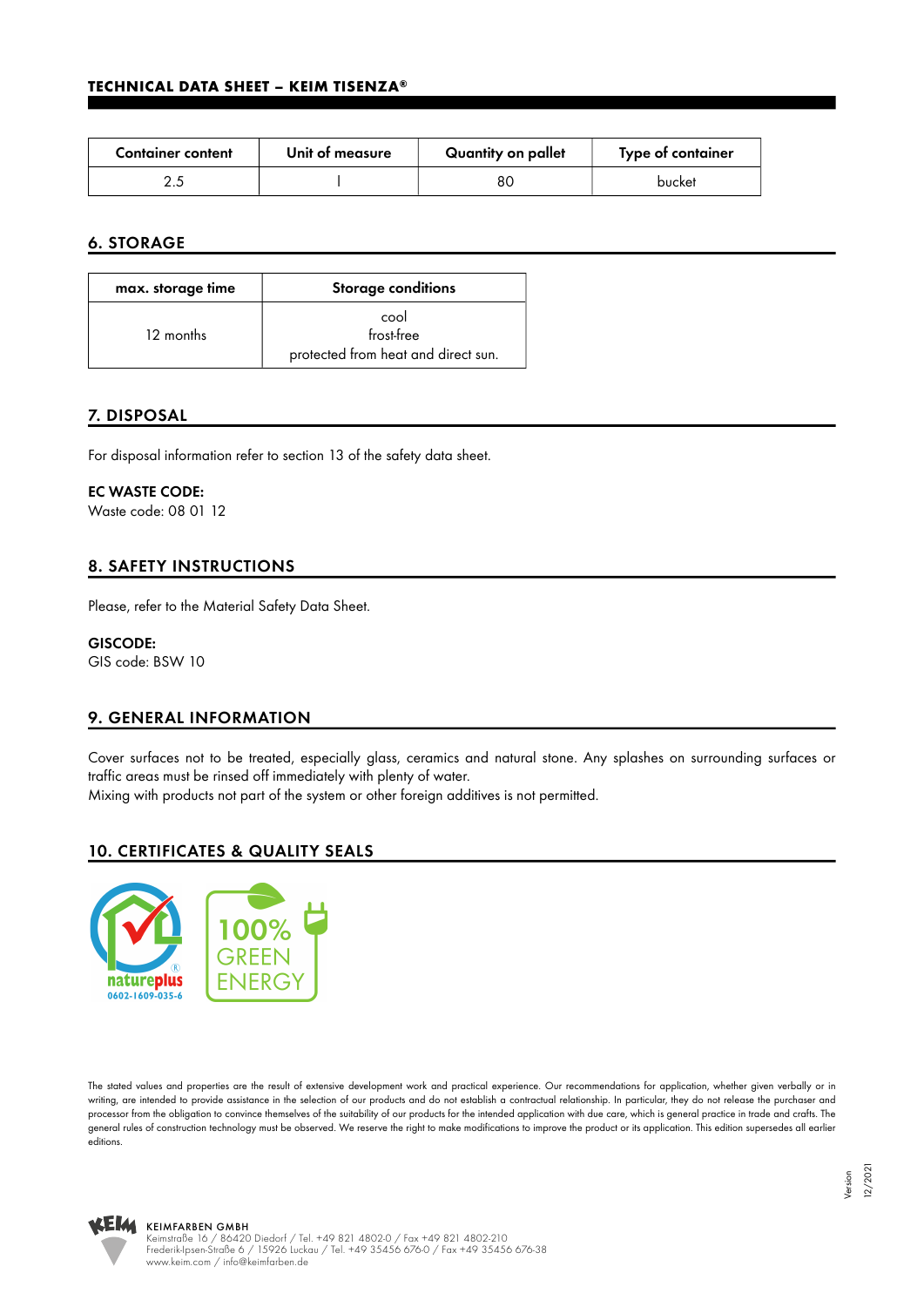| Container content | Unit of measure | Quantity on pallet | Type of container |
| --- | --- | --- | --- |
| 2.5 | l | 80 | bucket |

## 6. STORAGE

| max. storage time | Storage conditions |
| --- | --- |
| 12 months | cool<br>frost-free<br>protected from heat and direct sun. |

## 7. DISPOSAL

For disposal information refer to section 13 of the safety data sheet.

**EC WASTE CODE:**
Waste code: 08 01 12

## 8. SAFETY INSTRUCTIONS

Please, refer to the Material Safety Data Sheet.

**GISCODE:**
GIS code: BSW 10

## 9. GENERAL INFORMATION

Cover surfaces not to be treated, especially glass, ceramics and natural stone. Any splashes on surrounding surfaces or traffic areas must be rinsed off immediately with plenty of water.
Mixing with products not part of the system or other foreign additives is not permitted.

## 10. CERTIFICATES & QUALITY SEALS

natureplus 0602-1609-035-6

100% GREEN ENERGY

The stated values and properties are the result of extensive development work and practical experience. Our recommendations for application, whether given verbally or in writing, are intended to provide assistance in the selection of our products and do not establish a contractual relationship. In particular, they do not release the purchaser and processor from the obligation to convince themselves of the suitability of our products for the intended application with due care, which is general practice in trade and crafts. The general rules of construction technology must be observed. We reserve the right to make modifications to improve the product or its application. This edition supersedes all earlier editions.

Version 12/2021

KEIMFARBEN GMBH
Keimstraße 16 / 86420 Diedorf / Tel. +49 821 4802-0 / Fax +49 821 4802-210
Frederik-Ipsen-Straße 6 / 15926 Luckau / Tel. +49 35456 676-0 / Fax +49 35456 676-38
www.keim.com / info@keimfarben.de